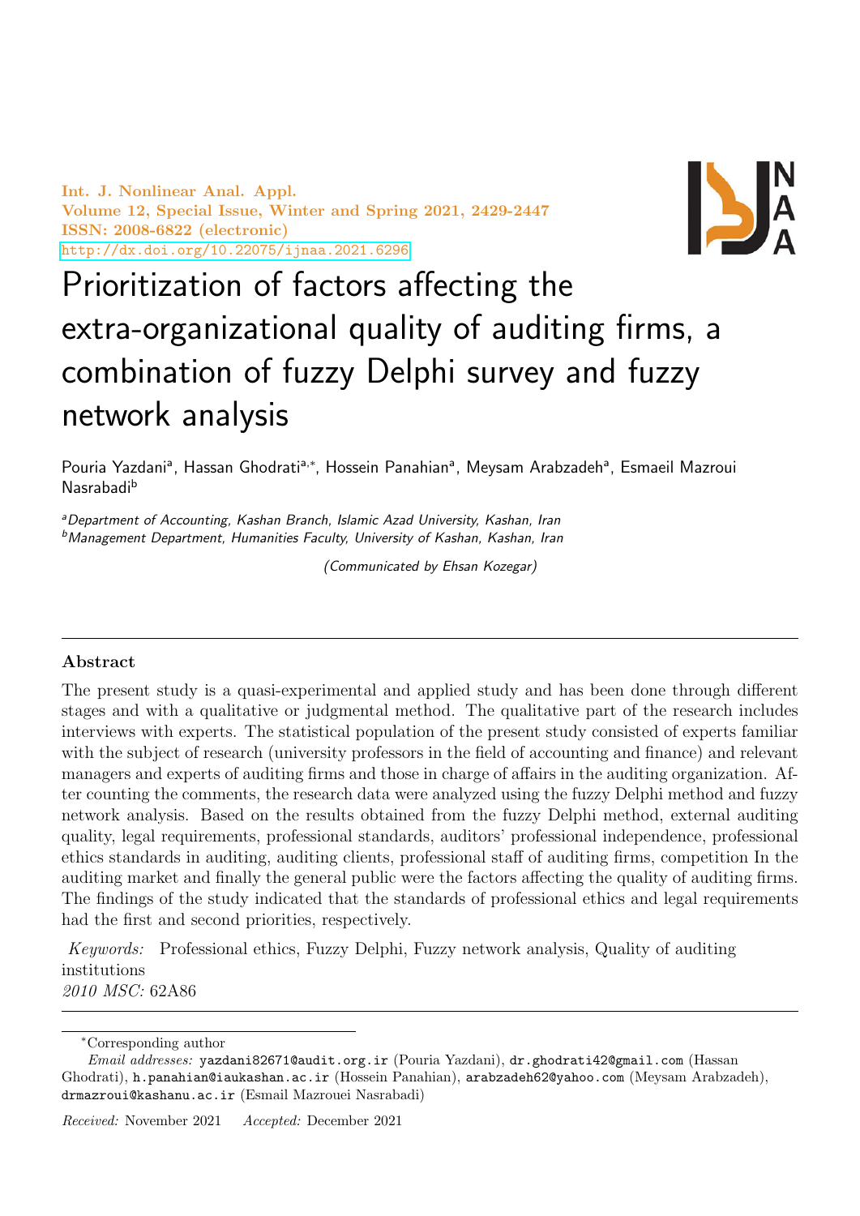Int. J. Nonlinear Anal. Appl.
Volume 12, Special Issue, Winter and Spring 2021, 2429-2447
ISSN: 2008-6822 (electronic)
http://dx.doi.org/10.22075/ijnaa.2021.6296

# Prioritization of factors affecting the extra-organizational quality of auditing firms, a combination of fuzzy Delphi survey and fuzzy network analysis

Pouria Yazdani[a], Hassan Ghodrati[a,*], Hossein Panahian[a], Meysam Arabzadeh[a], Esmaeil Mazroui Nasrabadi[b]

[a]*Department of Accounting, Kashan Branch, Islamic Azad University, Kashan, Iran*
[b]*Management Department, Humanities Faculty, University of Kashan, Kashan, Iran*

*(Communicated by Ehsan Kozegar)*

## Abstract

The present study is a quasi-experimental and applied study and has been done through different stages and with a qualitative or judgmental method. The qualitative part of the research includes interviews with experts. The statistical population of the present study consisted of experts familiar with the subject of research (university professors in the field of accounting and finance) and relevant managers and experts of auditing firms and those in charge of affairs in the auditing organization. After counting the comments, the research data were analyzed using the fuzzy Delphi method and fuzzy network analysis. Based on the results obtained from the fuzzy Delphi method, external auditing quality, legal requirements, professional standards, auditors' professional independence, professional ethics standards in auditing, auditing clients, professional staff of auditing firms, competition In the auditing market and finally the general public were the factors affecting the quality of auditing firms. The findings of the study indicated that the standards of professional ethics and legal requirements had the first and second priorities, respectively.

*Keywords:* Professional ethics, Fuzzy Delphi, Fuzzy network analysis, Quality of auditing institutions
*2010 MSC:* 62A86

---

*Corresponding author

*Email addresses:* yazdani82671@audit.org.ir (Pouria Yazdani), dr.ghodrati42@gmail.com (Hassan Ghodrati), h.panahian@iaukashan.ac.ir (Hossein Panahian), arabzadeh62@yahoo.com (Meysam Arabzadeh), drmazroui@kashanu.ac.ir (Esmail Mazrouei Nasrabadi)

*Received:* November 2021 *Accepted:* December 2021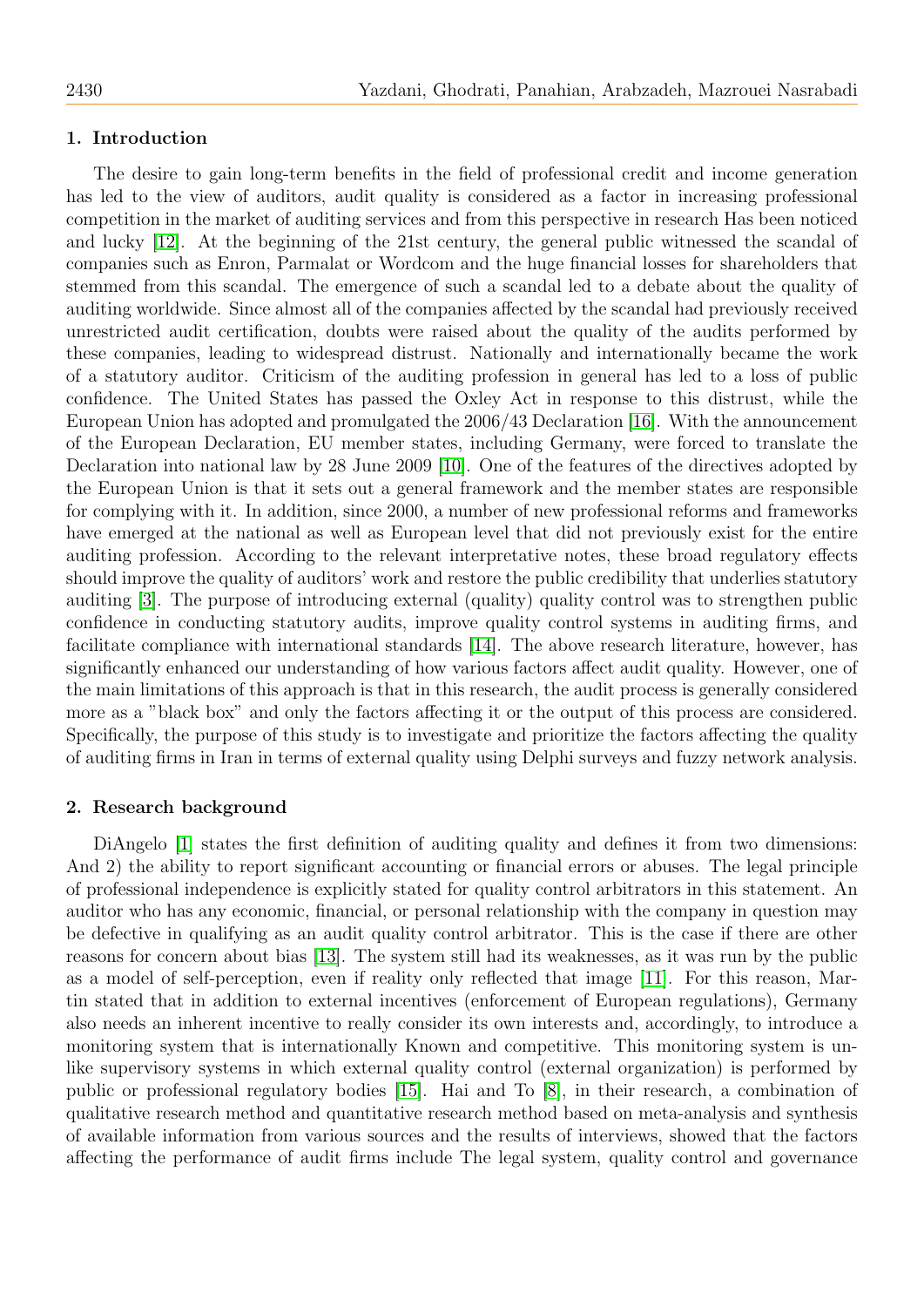## 1. Introduction

The desire to gain long-term benefits in the field of professional credit and income generation has led to the view of auditors, audit quality is considered as a factor in increasing professional competition in the market of auditing services and from this perspective in research Has been noticed and lucky [12]. At the beginning of the 21st century, the general public witnessed the scandal of companies such as Enron, Parmalat or Wordcom and the huge financial losses for shareholders that stemmed from this scandal. The emergence of such a scandal led to a debate about the quality of auditing worldwide. Since almost all of the companies affected by the scandal had previously received unrestricted audit certification, doubts were raised about the quality of the audits performed by these companies, leading to widespread distrust. Nationally and internationally became the work of a statutory auditor. Criticism of the auditing profession in general has led to a loss of public confidence. The United States has passed the Oxley Act in response to this distrust, while the European Union has adopted and promulgated the 2006/43 Declaration [16]. With the announcement of the European Declaration, EU member states, including Germany, were forced to translate the Declaration into national law by 28 June 2009 [10]. One of the features of the directives adopted by the European Union is that it sets out a general framework and the member states are responsible for complying with it. In addition, since 2000, a number of new professional reforms and frameworks have emerged at the national as well as European level that did not previously exist for the entire auditing profession. According to the relevant interpretative notes, these broad regulatory effects should improve the quality of auditors' work and restore the public credibility that underlies statutory auditing [3]. The purpose of introducing external (quality) quality control was to strengthen public confidence in conducting statutory audits, improve quality control systems in auditing firms, and facilitate compliance with international standards [14]. The above research literature, however, has significantly enhanced our understanding of how various factors affect audit quality. However, one of the main limitations of this approach is that in this research, the audit process is generally considered more as a "black box" and only the factors affecting it or the output of this process are considered. Specifically, the purpose of this study is to investigate and prioritize the factors affecting the quality of auditing firms in Iran in terms of external quality using Delphi surveys and fuzzy network analysis.

## 2. Research background

DiAngelo [1] states the first definition of auditing quality and defines it from two dimensions: And 2) the ability to report significant accounting or financial errors or abuses. The legal principle of professional independence is explicitly stated for quality control arbitrators in this statement. An auditor who has any economic, financial, or personal relationship with the company in question may be defective in qualifying as an audit quality control arbitrator. This is the case if there are other reasons for concern about bias [13]. The system still had its weaknesses, as it was run by the public as a model of self-perception, even if reality only reflected that image [11]. For this reason, Martin stated that in addition to external incentives (enforcement of European regulations), Germany also needs an inherent incentive to really consider its own interests and, accordingly, to introduce a monitoring system that is internationally Known and competitive. This monitoring system is unlike supervisory systems in which external quality control (external organization) is performed by public or professional regulatory bodies [15]. Hai and To [8], in their research, a combination of qualitative research method and quantitative research method based on meta-analysis and synthesis of available information from various sources and the results of interviews, showed that the factors affecting the performance of audit firms include The legal system, quality control and governance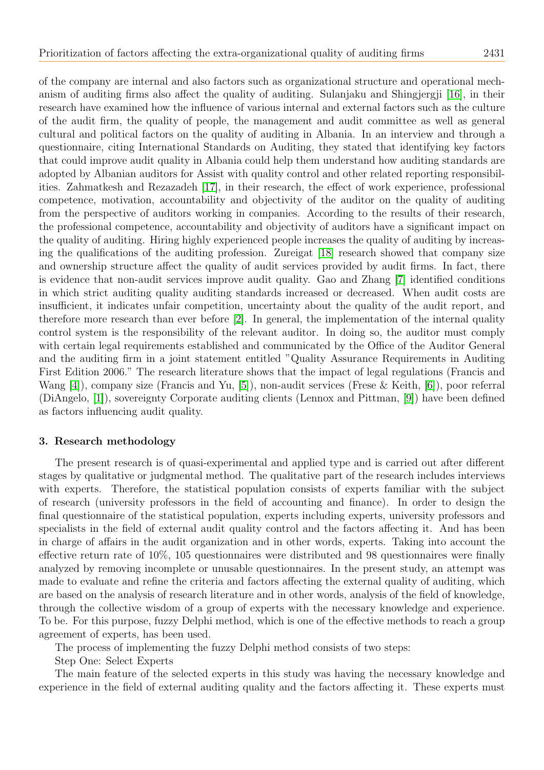of the company are internal and also factors such as organizational structure and operational mechanism of auditing firms also affect the quality of auditing. Sulanjaku and Shingjergji [16], in their research have examined how the influence of various internal and external factors such as the culture of the audit firm, the quality of people, the management and audit committee as well as general cultural and political factors on the quality of auditing in Albania. In an interview and through a questionnaire, citing International Standards on Auditing, they stated that identifying key factors that could improve audit quality in Albania could help them understand how auditing standards are adopted by Albanian auditors for Assist with quality control and other related reporting responsibilities. Zahmatkesh and Rezazadeh [17], in their research, the effect of work experience, professional competence, motivation, accountability and objectivity of the auditor on the quality of auditing from the perspective of auditors working in companies. According to the results of their research, the professional competence, accountability and objectivity of auditors have a significant impact on the quality of auditing. Hiring highly experienced people increases the quality of auditing by increasing the qualifications of the auditing profession. Zureigat [18] research showed that company size and ownership structure affect the quality of audit services provided by audit firms. In fact, there is evidence that non-audit services improve audit quality. Gao and Zhang [7] identified conditions in which strict auditing quality auditing standards increased or decreased. When audit costs are insufficient, it indicates unfair competition, uncertainty about the quality of the audit report, and therefore more research than ever before [2]. In general, the implementation of the internal quality control system is the responsibility of the relevant auditor. In doing so, the auditor must comply with certain legal requirements established and communicated by the Office of the Auditor General and the auditing firm in a joint statement entitled "Quality Assurance Requirements in Auditing First Edition 2006." The research literature shows that the impact of legal regulations (Francis and Wang [4]), company size (Francis and Yu, [5]), non-audit services (Frese & Keith, [6]), poor referral (DiAngelo, [1]), sovereignty Corporate auditing clients (Lennox and Pittman, [9]) have been defined as factors influencing audit quality.

## 3. Research methodology

The present research is of quasi-experimental and applied type and is carried out after different stages by qualitative or judgmental method. The qualitative part of the research includes interviews with experts. Therefore, the statistical population consists of experts familiar with the subject of research (university professors in the field of accounting and finance). In order to design the final questionnaire of the statistical population, experts including experts, university professors and specialists in the field of external audit quality control and the factors affecting it. And has been in charge of affairs in the audit organization and in other words, experts. Taking into account the effective return rate of 10%, 105 questionnaires were distributed and 98 questionnaires were finally analyzed by removing incomplete or unusable questionnaires. In the present study, an attempt was made to evaluate and refine the criteria and factors affecting the external quality of auditing, which are based on the analysis of research literature and in other words, analysis of the field of knowledge, through the collective wisdom of a group of experts with the necessary knowledge and experience. To be. For this purpose, fuzzy Delphi method, which is one of the effective methods to reach a group agreement of experts, has been used.

The process of implementing the fuzzy Delphi method consists of two steps:

Step One: Select Experts

The main feature of the selected experts in this study was having the necessary knowledge and experience in the field of external auditing quality and the factors affecting it. These experts must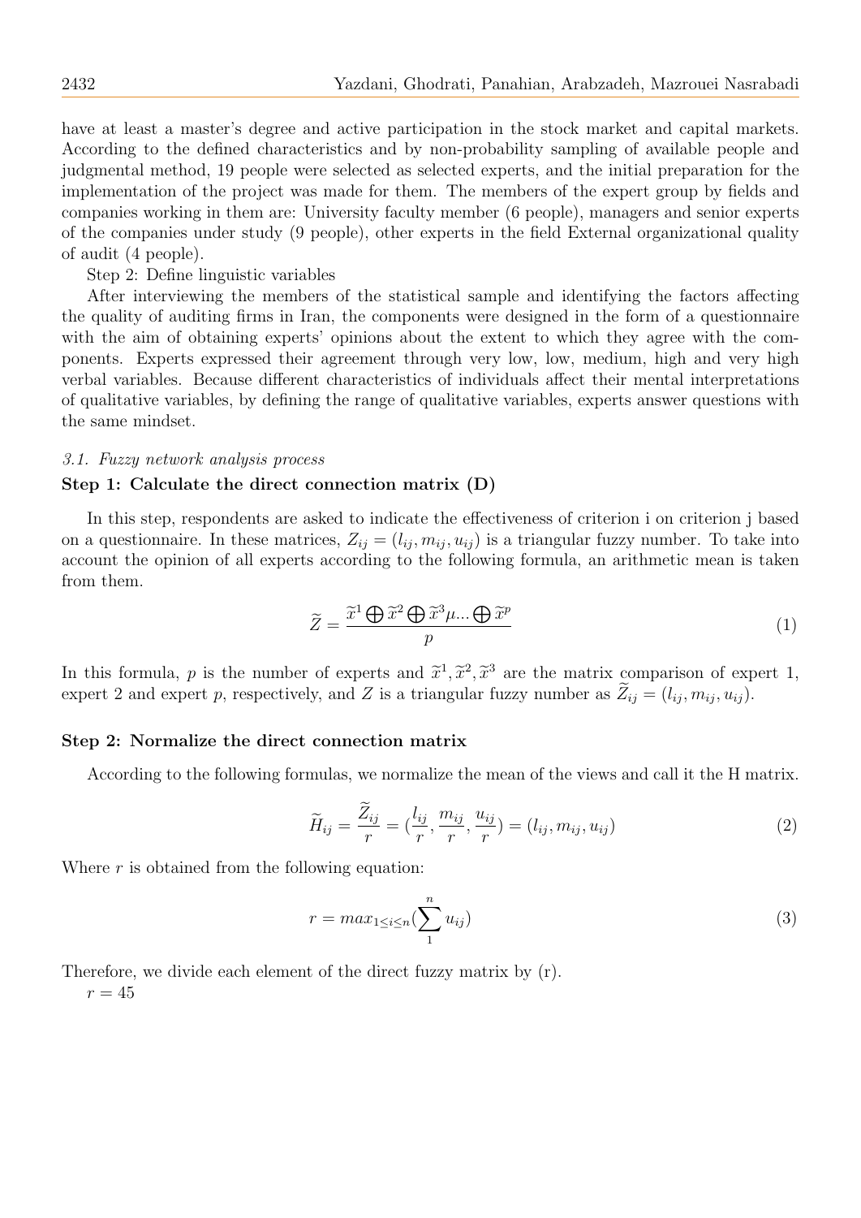have at least a master's degree and active participation in the stock market and capital markets. According to the defined characteristics and by non-probability sampling of available people and judgmental method, 19 people were selected as selected experts, and the initial preparation for the implementation of the project was made for them. The members of the expert group by fields and companies working in them are: University faculty member (6 people), managers and senior experts of the companies under study (9 people), other experts in the field External organizational quality of audit (4 people).

Step 2: Define linguistic variables

After interviewing the members of the statistical sample and identifying the factors affecting the quality of auditing firms in Iran, the components were designed in the form of a questionnaire with the aim of obtaining experts' opinions about the extent to which they agree with the components. Experts expressed their agreement through very low, low, medium, high and very high verbal variables. Because different characteristics of individuals affect their mental interpretations of qualitative variables, by defining the range of qualitative variables, experts answer questions with the same mindset.

### *3.1. Fuzzy network analysis process*

**Step 1: Calculate the direct connection matrix (D)**

In this step, respondents are asked to indicate the effectiveness of criterion i on criterion j based on a questionnaire. In these matrices, $Z_{ij} = (l_{ij}, m_{ij}, u_{ij})$ is a triangular fuzzy number. To take into account the opinion of all experts according to the following formula, an arithmetic mean is taken from them.

$$\widetilde{Z} = \frac{\widetilde{x}^1 \bigoplus \widetilde{x}^2 \bigoplus \widetilde{x}^3 \mu ... \bigoplus \widetilde{x}^p}{p} \tag{1}$$

In this formula, $p$ is the number of experts and $\widetilde{x}^1, \widetilde{x}^2, \widetilde{x}^3$ are the matrix comparison of expert 1, expert 2 and expert $p$, respectively, and $Z$ is a triangular fuzzy number as $\widetilde{Z}_{ij} = (l_{ij}, m_{ij}, u_{ij})$.

**Step 2: Normalize the direct connection matrix**

According to the following formulas, we normalize the mean of the views and call it the H matrix.

$$\widetilde{H}_{ij} = \frac{\widetilde{Z}_{ij}}{r} = (\frac{l_{ij}}{r}, \frac{m_{ij}}{r}, \frac{u_{ij}}{r}) = (l_{ij}, m_{ij}, u_{ij}) \tag{2}$$

Where $r$ is obtained from the following equation:

$$r = max_{1 \leq i \leq n}(\sum_{1}^{n} u_{ij}) \tag{3}$$

Therefore, we divide each element of the direct fuzzy matrix by (r).

$r = 45$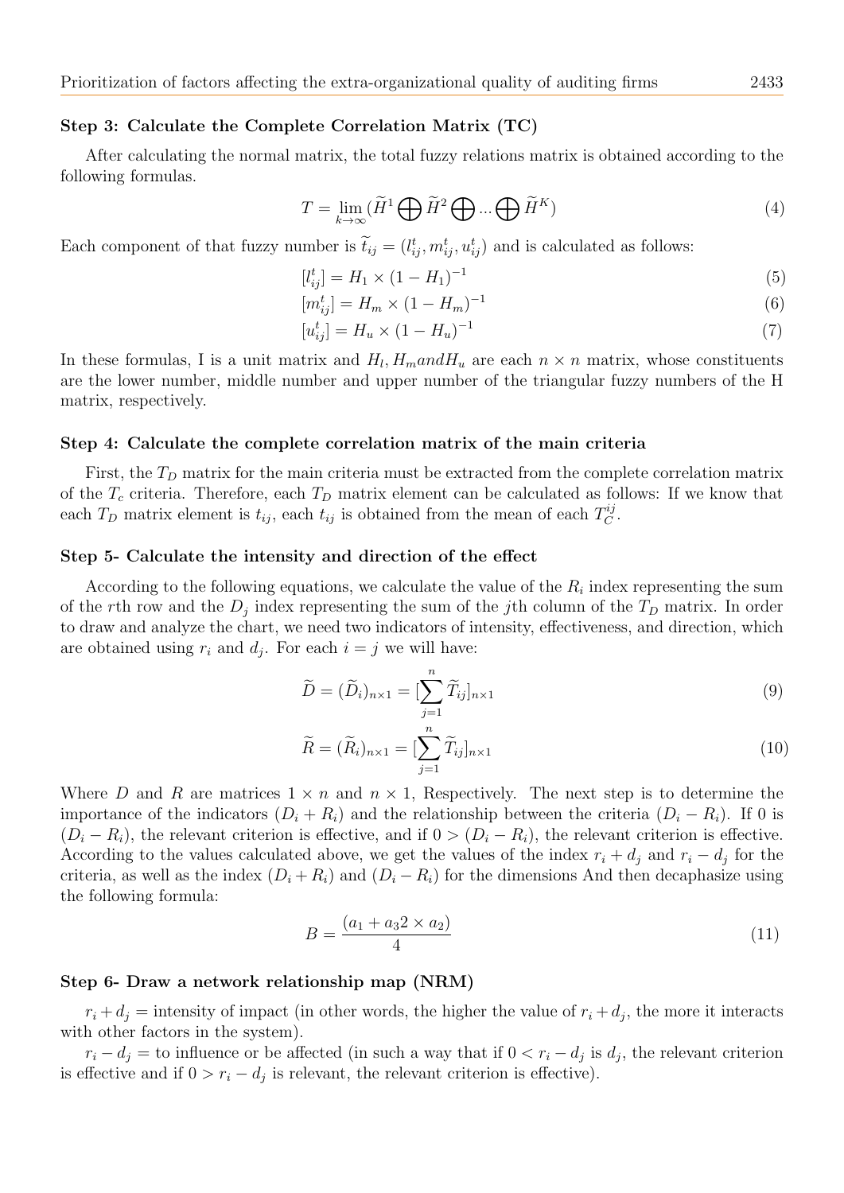#### Step 3: Calculate the Complete Correlation Matrix (TC)

After calculating the normal matrix, the total fuzzy relations matrix is obtained according to the following formulas.

$$T = \lim_{k\to\infty}(\widetilde{H}^1 \bigoplus \widetilde{H}^2 \bigoplus ... \bigoplus \widetilde{H}^K) \tag{4}$$

Each component of that fuzzy number is $\widetilde{t}_{ij} = (l^t_{ij}, m^t_{ij}, u^t_{ij})$ and is calculated as follows:

$$[l^t_{ij}] = H_1 \times (1 - H_1)^{-1} \tag{5}$$

$$[m^t_{ij}] = H_m \times (1 - H_m)^{-1} \tag{6}$$

$$[u^t_{ij}] = H_u \times (1 - H_u)^{-1} \tag{7}$$

In these formulas, I is a unit matrix and $H_l, H_m and H_u$ are each $n \times n$ matrix, whose constituents are the lower number, middle number and upper number of the triangular fuzzy numbers of the H matrix, respectively.

#### Step 4: Calculate the complete correlation matrix of the main criteria

First, the $T_D$ matrix for the main criteria must be extracted from the complete correlation matrix of the $T_c$ criteria. Therefore, each $T_D$ matrix element can be calculated as follows: If we know that each $T_D$ matrix element is $t_{ij}$, each $t_{ij}$ is obtained from the mean of each $T^{ij}_C$.

#### Step 5- Calculate the intensity and direction of the effect

According to the following equations, we calculate the value of the $R_i$ index representing the sum of the $r$th row and the $D_j$ index representing the sum of the $j$th column of the $T_D$ matrix. In order to draw and analyze the chart, we need two indicators of intensity, effectiveness, and direction, which are obtained using $r_i$ and $d_j$. For each $i = j$ we will have:

$$\widetilde{D} = (\widetilde{D}_i)_{n\times 1} = [\sum_{j=1}^{n} \widetilde{T}_{ij}]_{n\times 1} \tag{9}$$

$$\widetilde{R} = (\widetilde{R}_i)_{n\times 1} = [\sum_{j=1}^{n} \widetilde{T}_{ij}]_{n\times 1} \tag{10}$$

Where $D$ and $R$ are matrices $1 \times n$ and $n \times 1$, Respectively. The next step is to determine the importance of the indicators $(D_i + R_i)$ and the relationship between the criteria $(D_i - R_i)$. If 0 is $(D_i - R_i)$, the relevant criterion is effective, and if $0 > (D_i - R_i)$, the relevant criterion is effective. According to the values calculated above, we get the values of the index $r_i + d_j$ and $r_i - d_j$ for the criteria, as well as the index $(D_i + R_i)$ and $(D_i - R_i)$ for the dimensions And then decaphasize using the following formula:

$$B = \frac{(a_1 + a_3 2 \times a_2)}{4} \tag{11}$$

#### Step 6- Draw a network relationship map (NRM)

$r_i + d_j$ = intensity of impact (in other words, the higher the value of $r_i + d_j$, the more it interacts with other factors in the system).

$r_i - d_j$ = to influence or be affected (in such a way that if $0 < r_i - d_j$ is $d_j$, the relevant criterion is effective and if $0 > r_i - d_j$ is relevant, the relevant criterion is effective).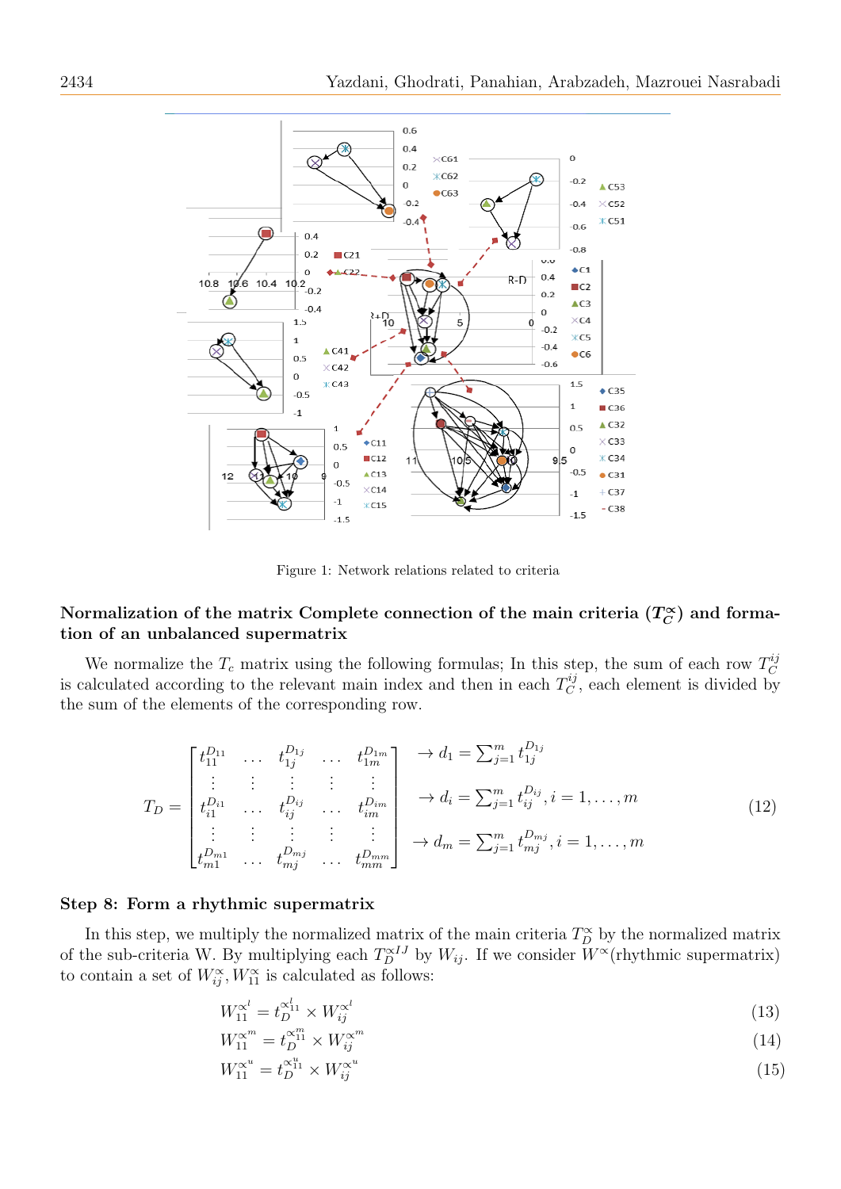Figure 1: Network relations related to criteria

**Normalization of the matrix Complete connection of the main criteria ($T_C^{\propto}$) and formation of an unbalanced supermatrix**

We normalize the $T_c$ matrix using the following formulas; In this step, the sum of each row $T_C^{ij}$ is calculated according to the relevant main index and then in each $T_C^{ij}$, each element is divided by the sum of the elements of the corresponding row.

$$T_D = \begin{bmatrix} t_{11}^{D_{11}} & \dots & t_{1j}^{D_{1j}} & \dots & t_{1m}^{D_{1m}} \\ \vdots & \vdots & \vdots & \vdots & \vdots \\ t_{i1}^{D_{i1}} & \dots & t_{ij}^{D_{ij}} & \dots & t_{im}^{D_{im}} \\ \vdots & \vdots & \vdots & \vdots & \vdots \\ t_{m1}^{D_{m1}} & \dots & t_{mj}^{D_{mj}} & \dots & t_{mm}^{D_{mm}} \end{bmatrix} \begin{matrix} \to d_1 = \sum_{j=1}^{m} t_{1j}^{D_{1j}} \\ \\ \to d_i = \sum_{j=1}^{m} t_{ij}^{D_{ij}}, i = 1, \dots, m \\ \\ \to d_m = \sum_{j=1}^{m} t_{mj}^{D_{mj}}, i = 1, \dots, m \end{matrix} \tag{12}$$

**Step 8: Form a rhythmic supermatrix**

In this step, we multiply the normalized matrix of the main criteria $T_D^{\propto}$ by the normalized matrix of the sub-criteria W. By multiplying each $T_D^{\propto IJ}$ by $W_{ij}$. If we consider $W^{\propto}$(rhythmic supermatrix) to contain a set of $W_{ij}^{\propto}, W_{11}^{\propto}$ is calculated as follows:

$$W_{11}^{\propto^l} = t_D^{\propto_{11}^l} \times W_{ij}^{\propto^l} \tag{13}$$

$$W_{11}^{\propto^m} = t_D^{\propto_{11}^m} \times W_{ij}^{\propto^m} \tag{14}$$

$$W_{11}^{\propto^u} = t_D^{\propto_{11}^u} \times W_{ij}^{\propto^u} \tag{15}$$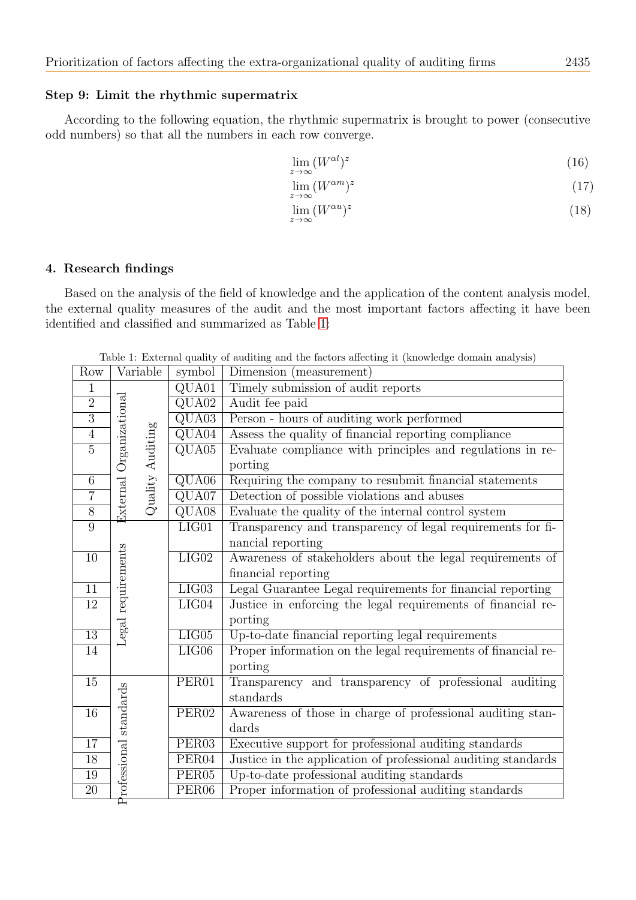### Step 9: Limit the rhythmic supermatrix

According to the following equation, the rhythmic supermatrix is brought to power (consecutive odd numbers) so that all the numbers in each row converge.

$$\lim_{z\to\infty} (W^{\alpha l})^z \tag{16}$$

$$\lim_{z\to\infty} (W^{\alpha m})^z \tag{17}$$

$$\lim_{z\to\infty} (W^{\alpha u})^z \tag{18}$$

## 4. Research findings

Based on the analysis of the field of knowledge and the application of the content analysis model, the external quality measures of the audit and the most important factors affecting it have been identified and classified and summarized as Table 1:

Table 1: External quality of auditing and the factors affecting it (knowledge domain analysis)

| Row | Variable | symbol | Dimension (measurement) |
|---|---|---|---|
| 1 | External Organizational Quality Auditing | QUA01 | Timely submission of audit reports |
| 2 | | QUA02 | Audit fee paid |
| 3 | | QUA03 | Person - hours of auditing work performed |
| 4 | | QUA04 | Assess the quality of financial reporting compliance |
| 5 | | QUA05 | Evaluate compliance with principles and regulations in reporting |
| 6 | | QUA06 | Requiring the company to resubmit financial statements |
| 7 | | QUA07 | Detection of possible violations and abuses |
| 8 | | QUA08 | Evaluate the quality of the internal control system |
| 9 | Legal requirements | LIG01 | Transparency and transparency of legal requirements for financial reporting |
| 10 | | LIG02 | Awareness of stakeholders about the legal requirements of financial reporting |
| 11 | | LIG03 | Legal Guarantee Legal requirements for financial reporting |
| 12 | | LIG04 | Justice in enforcing the legal requirements of financial reporting |
| 13 | | LIG05 | Up-to-date financial reporting legal requirements |
| 14 | | LIG06 | Proper information on the legal requirements of financial reporting |
| 15 | Professional standards | PER01 | Transparency and transparency of professional auditing standards |
| 16 | | PER02 | Awareness of those in charge of professional auditing standards |
| 17 | | PER03 | Executive support for professional auditing standards |
| 18 | | PER04 | Justice in the application of professional auditing standards |
| 19 | | PER05 | Up-to-date professional auditing standards |
| 20 | | PER06 | Proper information of professional auditing standards |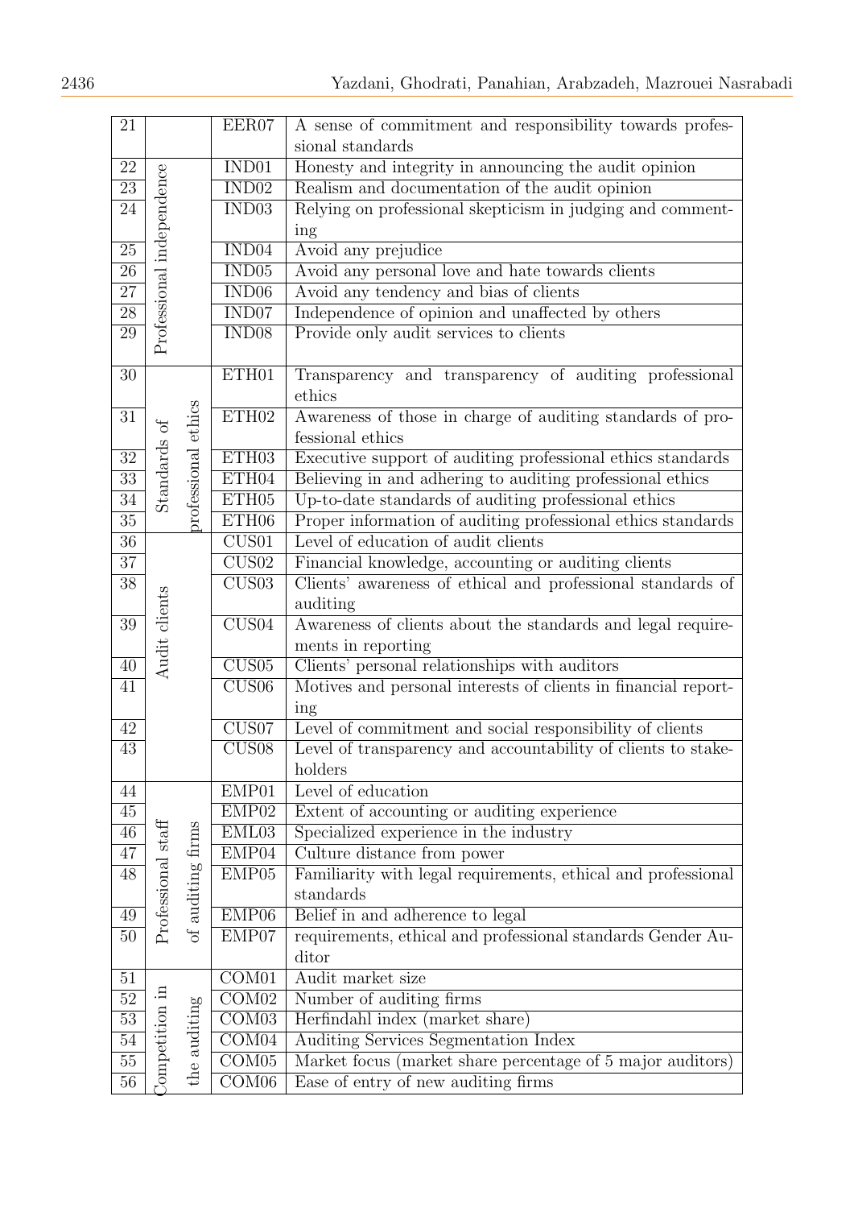| | | | |
|---|---|---|---|
| 21 | | EER07 | A sense of commitment and responsibility towards professional standards |
| 22 | Professional independence | IND01 | Honesty and integrity in announcing the audit opinion |
| 23 | | IND02 | Realism and documentation of the audit opinion |
| 24 | | IND03 | Relying on professional skepticism in judging and commenting |
| 25 | | IND04 | Avoid any prejudice |
| 26 | | IND05 | Avoid any personal love and hate towards clients |
| 27 | | IND06 | Avoid any tendency and bias of clients |
| 28 | | IND07 | Independence of opinion and unaffected by others |
| 29 | | IND08 | Provide only audit services to clients |
| 30 | Standards of professional ethics | ETH01 | Transparency and transparency of auditing professional ethics |
| 31 | | ETH02 | Awareness of those in charge of auditing standards of professional ethics |
| 32 | | ETH03 | Executive support of auditing professional ethics standards |
| 33 | | ETH04 | Believing in and adhering to auditing professional ethics |
| 34 | | ETH05 | Up-to-date standards of auditing professional ethics |
| 35 | | ETH06 | Proper information of auditing professional ethics standards |
| 36 | Audit clients | CUS01 | Level of education of audit clients |
| 37 | | CUS02 | Financial knowledge, accounting or auditing clients |
| 38 | | CUS03 | Clients' awareness of ethical and professional standards of auditing |
| 39 | | CUS04 | Awareness of clients about the standards and legal requirements in reporting |
| 40 | | CUS05 | Clients' personal relationships with auditors |
| 41 | | CUS06 | Motives and personal interests of clients in financial reporting |
| 42 | | CUS07 | Level of commitment and social responsibility of clients |
| 43 | | CUS08 | Level of transparency and accountability of clients to stakeholders |
| 44 | Professional staff of auditing firms | EMP01 | Level of education |
| 45 | | EMP02 | Extent of accounting or auditing experience |
| 46 | | EML03 | Specialized experience in the industry |
| 47 | | EMP04 | Culture distance from power |
| 48 | | EMP05 | Familiarity with legal requirements, ethical and professional standards |
| 49 | | EMP06 | Belief in and adherence to legal |
| 50 | | EMP07 | requirements, ethical and professional standards Gender Auditor |
| 51 | Competition in the auditing | COM01 | Audit market size |
| 52 | | COM02 | Number of auditing firms |
| 53 | | COM03 | Herfindahl index (market share) |
| 54 | | COM04 | Auditing Services Segmentation Index |
| 55 | | COM05 | Market focus (market share percentage of 5 major auditors) |
| 56 | | COM06 | Ease of entry of new auditing firms |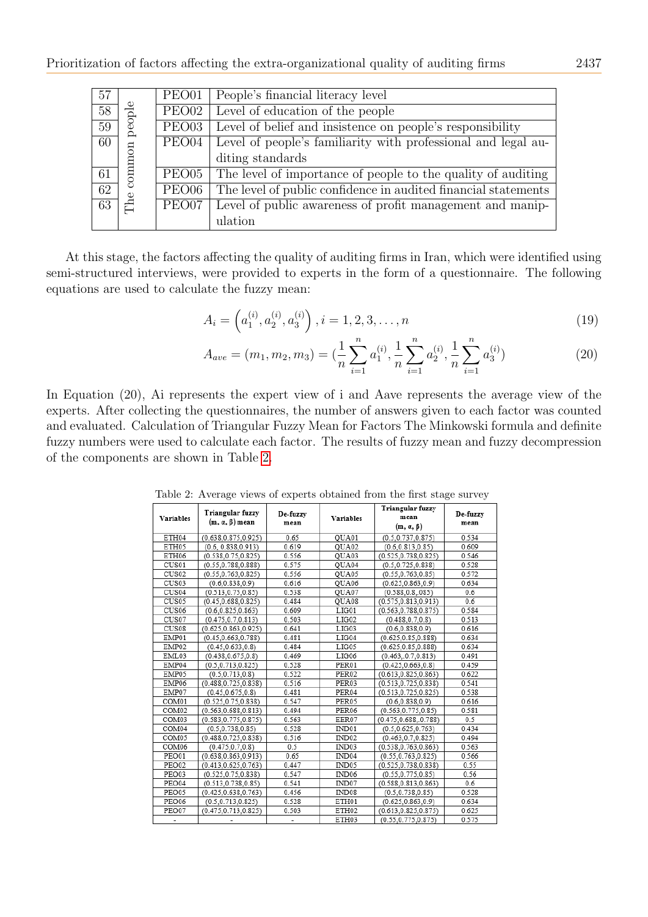| 57 | The common people | PEO01 | People's financial literacy level |
|---|---|---|---|
| 58 | | PEO02 | Level of education of the people |
| 59 | | PEO03 | Level of belief and insistence on people's responsibility |
| 60 | | PEO04 | Level of people's familiarity with professional and legal auditing standards |
| 61 | | PEO05 | The level of importance of people to the quality of auditing |
| 62 | | PEO06 | The level of public confidence in audited financial statements |
| 63 | | PEO07 | Level of public awareness of profit management and manipulation |

At this stage, the factors affecting the quality of auditing firms in Iran, which were identified using semi-structured interviews, were provided to experts in the form of a questionnaire. The following equations are used to calculate the fuzzy mean:

$$A_i = \left(a_1^{(i)}, a_2^{(i)}, a_3^{(i)}\right), i = 1, 2, 3, \ldots, n \tag{19}$$

$$A_{ave} = (m_1, m_2, m_3) = \left(\frac{1}{n}\sum_{i=1}^{n} a_1^{(i)}, \frac{1}{n}\sum_{i=1}^{n} a_2^{(i)}, \frac{1}{n}\sum_{i=1}^{n} a_3^{(i)}\right) \tag{20}$$

In Equation (20), Ai represents the expert view of i and Aave represents the average view of the experts. After collecting the questionnaires, the number of answers given to each factor was counted and evaluated. Calculation of Triangular Fuzzy Mean for Factors The Minkowski formula and definite fuzzy numbers were used to calculate each factor. The results of fuzzy mean and fuzzy decompression of the components are shown in Table 2.

Table 2: Average views of experts obtained from the first stage survey

| Variables | Triangular fuzzy (m, α, β) mean | De-fuzzy mean | Variables | Triangular fuzzy mean (m, α, β) | De-fuzzy mean |
|---|---|---|---|---|---|
| ETH04 | (0.638,0.875,0.925) | 0.65 | QUA01 | (0.5,0.737,0.875) | 0.534 |
| ETH05 | (0.6, 0.838,0.913) | 0.619 | QUA02 | (0.6,0.813,0.85) | 0.609 |
| ETH06 | (0.538,0.75,0.825) | 0.556 | QUA03 | (0.525,0.738,0.825) | 0.546 |
| CUS01 | (0.55,0.788,0.888) | 0.575 | QUA04 | (0.5,0.725,0.838) | 0.528 |
| CUS02 | (0.55,0.763,0.825) | 0.556 | QUA05 | (0.55,0.763,0.85) | 0.572 |
| CUS03 | (0.6,0.838,0.9) | 0.616 | QUA06 | (0.625,0.863,0.9) | 0.634 |
| CUS04 | (0.513,0.75,0.85) | 0.538 | QUA07 | (0.588,0.8,.085) | 0.6 |
| CUS05 | (0.45,0.688,0.825) | 0.484 | QUA08 | (0.575,0.813,0.913) | 0.6 |
| CUS06 | (0.6,0.825,0.863) | 0.609 | LIG01 | (0.563,0.788,0.875) | 0.584 |
| CUS07 | (0.475,0.7,0.813) | 0.503 | LIG02 | (0.488,0.7,0.8) | 0.513 |
| CUS08 | (0.625,0.863,0.925) | 0.641 | LIG03 | (0.6,0.838,0.9) | 0.616 |
| EMP01 | (0.45,0.663,0.788) | 0.481 | LIG04 | (0.625,0.85,0.888) | 0.634 |
| EMP02 | (0.45,0.633,0.8) | 0.484 | LIG05 | (0.625,0.85,0.888) | 0.634 |
| EML03 | (0.438,0.675,0.8) | 0.469 | LIG06 | (0.463,.0.7,0.813) | 0.491 |
| EMP04 | (0.5,0.713,0.825) | 0.528 | PER01 | (0.425,0.663,0.8) | 0.459 |
| EMP05 | (0.5,0.713,0.8) | 0.522 | PER02 | (0.613,0.825,0.863) | 0.622 |
| EMP06 | (0.488,0.725,0.838) | 0.516 | PER03 | (0.513,0.725,0.838) | 0.541 |
| EMP07 | (0.45,0.675,0.8) | 0.481 | PER04 | (0.513,0.725,0.825) | 0.538 |
| COM01 | (0.525,0.75,0.838) | 0.547 | PER05 | (0.6,0.838,0.9) | 0.616 |
| COM02 | (0.563,0.688,0.813) | 0.494 | PER06 | (0.563,0.775,0.85) | 0.581 |
| COM03 | (0.583,0.775,0.875) | 0.563 | EER07 | (0.475,0.688,.0.788) | 0.5 |
| COM04 | (0.5,0.738,0.85) | 0.528 | IND01 | (0.5,0.625,0.763) | 0.434 |
| COM05 | (0.488,0.725,0.838) | 0.516 | IND02 | (0.463,0.7,0.825) | 0.494 |
| COM06 | (0.475,0.7,0.8) | 0.5 | IND03 | (0.538,0.763,0.863) | 0.563 |
| PEO01 | (0.638,0.863,0.913) | 0.65 | IND04 | (0.55,0.763,0.825) | 0.566 |
| PEO02 | (0.413,0.625,0.763) | 0.447 | IND05 | (0.525,0.738,0.838) | 0.55 |
| PEO03 | (0.525,0.75,0.838) | 0.547 | IND06 | (0.55,0.775,0.85) | 0.56 |
| PEO04 | (0.513,0.738,0.85) | 0.541 | IND07 | (0.588,0.813,0.863) | 0.6 |
| PEO05 | (0.425,0.638,0.763) | 0.456 | IND08 | (0.5,0.738,0.85) | 0.528 |
| PEO06 | (0.5,0.713,0.825) | 0.528 | ETH01 | (0.625,0.863,0.9) | 0.634 |
| PEO07 | (0.475,0.713,0.825) | 0.503 | ETH02 | (0.613,0.825,0.875) | 0.625 |
| - | - | - | ETH03 | (0.55,0.775,0.875) | 0.575 |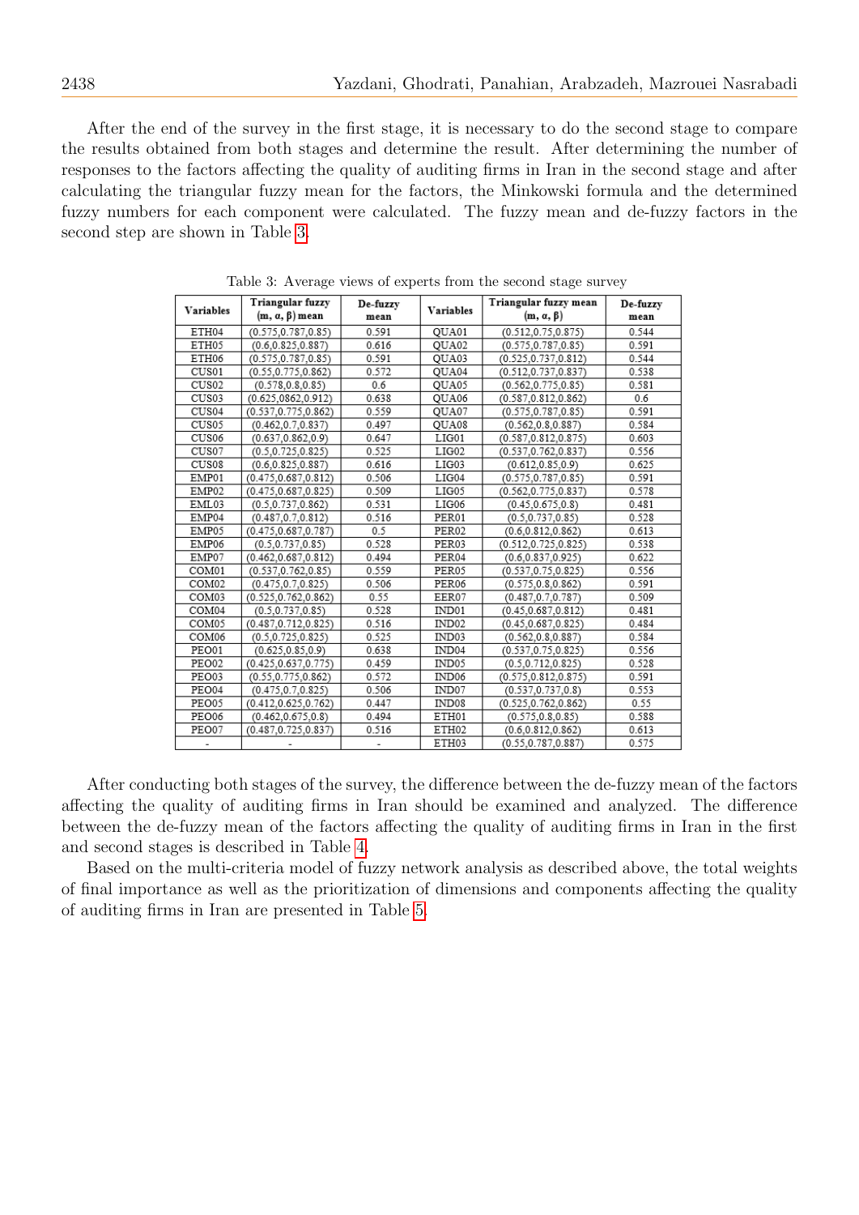After the end of the survey in the first stage, it is necessary to do the second stage to compare the results obtained from both stages and determine the result. After determining the number of responses to the factors affecting the quality of auditing firms in Iran in the second stage and after calculating the triangular fuzzy mean for the factors, the Minkowski formula and the determined fuzzy numbers for each component were calculated. The fuzzy mean and de-fuzzy factors in the second step are shown in Table 3.

Table 3: Average views of experts from the second stage survey

| Variables | Triangular fuzzy (m, α, β) mean | De-fuzzy mean | Variables | Triangular fuzzy mean (m, α, β) | De-fuzzy mean |
|---|---|---|---|---|---|
| ETH04 | (0.575,0.787,0.85) | 0.591 | QUA01 | (0.512,0.75,0.875) | 0.544 |
| ETH05 | (0.6,0.825,0.887) | 0.616 | QUA02 | (0.575,0.787,0.85) | 0.591 |
| ETH06 | (0.575,0.787,0.85) | 0.591 | QUA03 | (0.525,0.737,0.812) | 0.544 |
| CUS01 | (0.55,0.775,0.862) | 0.572 | QUA04 | (0.512,0.737,0.837) | 0.538 |
| CUS02 | (0.578,0.8,0.85) | 0.6 | QUA05 | (0.562,0.775,0.85) | 0.581 |
| CUS03 | (0.625,0862,0.912) | 0.638 | QUA06 | (0.587,0.812,0.862) | 0.6 |
| CUS04 | (0.537,0.775,0.862) | 0.559 | QUA07 | (0.575,0.787,0.85) | 0.591 |
| CUS05 | (0.462,0.7,0.837) | 0.497 | QUA08 | (0.562,0.8,0.887) | 0.584 |
| CUS06 | (0.637,0.862,0.9) | 0.647 | LIG01 | (0.587,0.812,0.875) | 0.603 |
| CUS07 | (0.5,0.725,0.825) | 0.525 | LIG02 | (0.537,0.762,0.837) | 0.556 |
| CUS08 | (0.6,0.825,0.887) | 0.616 | LIG03 | (0.612,0.85,0.9) | 0.625 |
| EMP01 | (0.475,0.687,0.812) | 0.506 | LIG04 | (0.575,0.787,0.85) | 0.591 |
| EMP02 | (0.475,0.687,0.825) | 0.509 | LIG05 | (0.562,0.775,0.837) | 0.578 |
| EML03 | (0.5,0.737,0.862) | 0.531 | LIG06 | (0.45,0.675,0.8) | 0.481 |
| EMP04 | (0.487,0.7,0.812) | 0.516 | PER01 | (0.5,0.737,0.85) | 0.528 |
| EMP05 | (0.475,0.687,0.787) | 0.5 | PER02 | (0.6,0.812,0.862) | 0.613 |
| EMP06 | (0.5,0.737,0.85) | 0.528 | PER03 | (0.512,0.725,0.825) | 0.538 |
| EMP07 | (0.462,0.687,0.812) | 0.494 | PER04 | (0.6,0.837,0.925) | 0.622 |
| COM01 | (0.537,0.762,0.85) | 0.559 | PER05 | (0.537,0.75,0.825) | 0.556 |
| COM02 | (0.475,0.7,0.825) | 0.506 | PER06 | (0.575,0.8,0.862) | 0.591 |
| COM03 | (0.525,0.762,0.862) | 0.55 | EER07 | (0.487,0.7,0.787) | 0.509 |
| COM04 | (0.5,0.737,0.85) | 0.528 | IND01 | (0.45,0.687,0.812) | 0.481 |
| COM05 | (0.487,0.712,0.825) | 0.516 | IND02 | (0.45,0.687,0.825) | 0.484 |
| COM06 | (0.5,0.725,0.825) | 0.525 | IND03 | (0.562,0.8,0.887) | 0.584 |
| PEO01 | (0.625,0.85,0.9) | 0.638 | IND04 | (0.537,0.75,0.825) | 0.556 |
| PEO02 | (0.425,0.637,0.775) | 0.459 | IND05 | (0.5,0.712,0.825) | 0.528 |
| PEO03 | (0.55,0.775,0.862) | 0.572 | IND06 | (0.575,0.812,0.875) | 0.591 |
| PEO04 | (0.475,0.7,0.825) | 0.506 | IND07 | (0.537,0.737,0.8) | 0.553 |
| PEO05 | (0.412,0.625,0.762) | 0.447 | IND08 | (0.525,0.762,0.862) | 0.55 |
| PEO06 | (0.462,0.675,0.8) | 0.494 | ETH01 | (0.575,0.8,0.85) | 0.588 |
| PEO07 | (0.487,0.725,0.837) | 0.516 | ETH02 | (0.6,0.812,0.862) | 0.613 |
| - | - | - | ETH03 | (0.55,0.787,0.887) | 0.575 |

After conducting both stages of the survey, the difference between the de-fuzzy mean of the factors affecting the quality of auditing firms in Iran should be examined and analyzed. The difference between the de-fuzzy mean of the factors affecting the quality of auditing firms in Iran in the first and second stages is described in Table 4.

Based on the multi-criteria model of fuzzy network analysis as described above, the total weights of final importance as well as the prioritization of dimensions and components affecting the quality of auditing firms in Iran are presented in Table 5.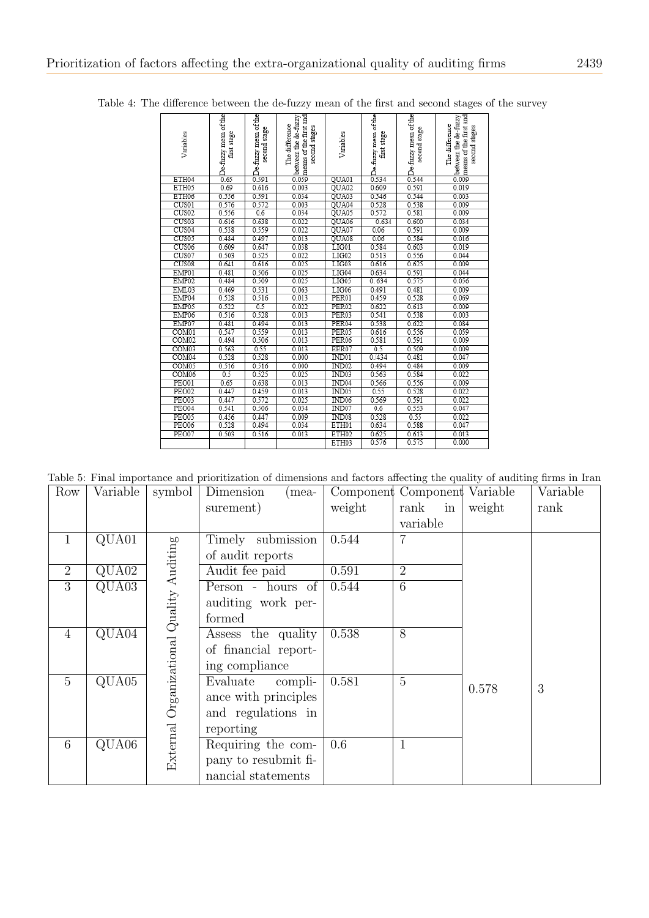Table 4: The difference between the de-fuzzy mean of the first and second stages of the survey

| Variables | De-fuzzy mean of the first stage | De-fuzzy mean of the second stage | The difference between the de-fuzzy means of the first and second stages | Variables | De-fuzzy mean of the first stage | De-fuzzy mean of the second stage | The difference between the de-fuzzy means of the first and second stages |
|---|---|---|---|---|---|---|---|
| ETH04 | 0.65 | 0.591 | 0.059 | QUA01 | 0.534 | 0.544 | 0.009 |
| ETH05 | 0.69 | 0.616 | 0.003 | QUA02 | 0.609 | 0.591 | 0.019 |
| ETH06 | 0.556 | 0.591 | 0.034 | QUA03 | 0.546 | 0.544 | 0.003 |
| CUS01 | 0.576 | 0.572 | 0.003 | QUA04 | 0.528 | 0.538 | 0.009 |
| CUS02 | 0.556 | 0.6 | 0.034 | QUA05 | 0.572 | 0.581 | 0.009 |
| CUS03 | 0.616 | 0.638 | 0.022 | QUA06 | 0.634 | 0.600 | 0.034 |
| CUS04 | 0.538 | 0.559 | 0.022 | QUA07 | 0.06 | 0.591 | 0.009 |
| CUS05 | 0.484 | 0.497 | 0.013 | QUA08 | 0.06 | 0.584 | 0.016 |
| CUS06 | 0.609 | 0.647 | 0.038 | LIG01 | 0.584 | 0.603 | 0.019 |
| CUS07 | 0.503 | 0.525 | 0.022 | LIG02 | 0.513 | 0.556 | 0.044 |
| CUS08 | 0.641 | 0.616 | 0.025 | LIG03 | 0.616 | 0.625 | 0.009 |
| EMP01 | 0.481 | 0.506 | 0.025 | LIG04 | 0.634 | 0.591 | 0.044 |
| EMP02 | 0.484 | 0.509 | 0.025 | LIG05 | 0. 634 | 0.575 | 0.056 |
| EML03 | 0.469 | 0.531 | 0.063 | LIG06 | 0.491 | 0.481 | 0.009 |
| EMP04 | 0.528 | 0.516 | 0.013 | PER01 | 0.459 | 0.528 | 0.069 |
| EMP05 | 0.522 | 0.5 | 0.022 | PER02 | 0.622 | 0.613 | 0.009 |
| EMP06 | 0.516 | 0.528 | 0.013 | PER03 | 0.541 | 0.538 | 0.003 |
| EMP07 | 0.481 | 0.494 | 0.013 | PER04 | 0.538 | 0.622 | 0.084 |
| COM01 | 0.547 | 0.559 | 0.013 | PER05 | 0.616 | 0.556 | 0.059 |
| COM02 | 0.494 | 0.506 | 0.013 | PER06 | 0.581 | 0.591 | 0.009 |
| COM03 | 0.563 | 0.55 | 0.013 | EER07 | 0.5 | 0.509 | 0.009 |
| COM04 | 0.528 | 0.528 | 0.000 | IND01 | 0./434 | 0.481 | 0.047 |
| COM05 | 0.516 | 0.516 | 0.000 | IND02 | 0.494 | 0.484 | 0.009 |
| COM06 | 0.5 | 0.525 | 0.025 | IND03 | 0.563 | 0.584 | 0.022 |
| PEC01 | 0.65 | 0.638 | 0.013 | IND04 | 0.566 | 0.556 | 0.009 |
| PEC02 | 0.447 | 0.459 | 0.013 | IND05 | 0.55 | 0.528 | 0.022 |
| PEC03 | 0.447 | 0.572 | 0.025 | IND06 | 0.569 | 0.591 | 0.022 |
| PEC04 | 0.541 | 0.506 | 0.034 | IND07 | 0.6 | 0.553 | 0.047 |
| PEC05 | 0.456 | 0.447 | 0.009 | IND08 | 0.528 | 0.55 | 0.022 |
| PEC06 | 0.528 | 0.494 | 0.034 | ETH01 | 0.634 | 0.588 | 0.047 |
| PEC07 | 0.503 | 0.516 | 0.013 | ETH02 | 0.625 | 0.613 | 0.013 |
| | | | | ETH03 | 0.576 | 0.575 | 0.000 |

Table 5: Final importance and prioritization of dimensions and factors affecting the quality of auditing firms in Iran

| Row | Variable | symbol | Dimension (measurement) | Component weight | Component rank in variable | Variable weight | Variable rank |
|---|---|---|---|---|---|---|---|
| 1 | QUA01 | External Organizational Quality Auditing | Timely submission of audit reports | 0.544 | 7 | 0.578 | 3 |
| 2 | QUA02 | | Audit fee paid | 0.591 | 2 | | |
| 3 | QUA03 | | Person - hours of auditing work performed | 0.544 | 6 | | |
| 4 | QUA04 | | Assess the quality of financial reporting compliance | 0.538 | 8 | | |
| 5 | QUA05 | | Evaluate compliance with principles and regulations in reporting | 0.581 | 5 | | |
| 6 | QUA06 | | Requiring the company to resubmit financial statements | 0.6 | 1 | | |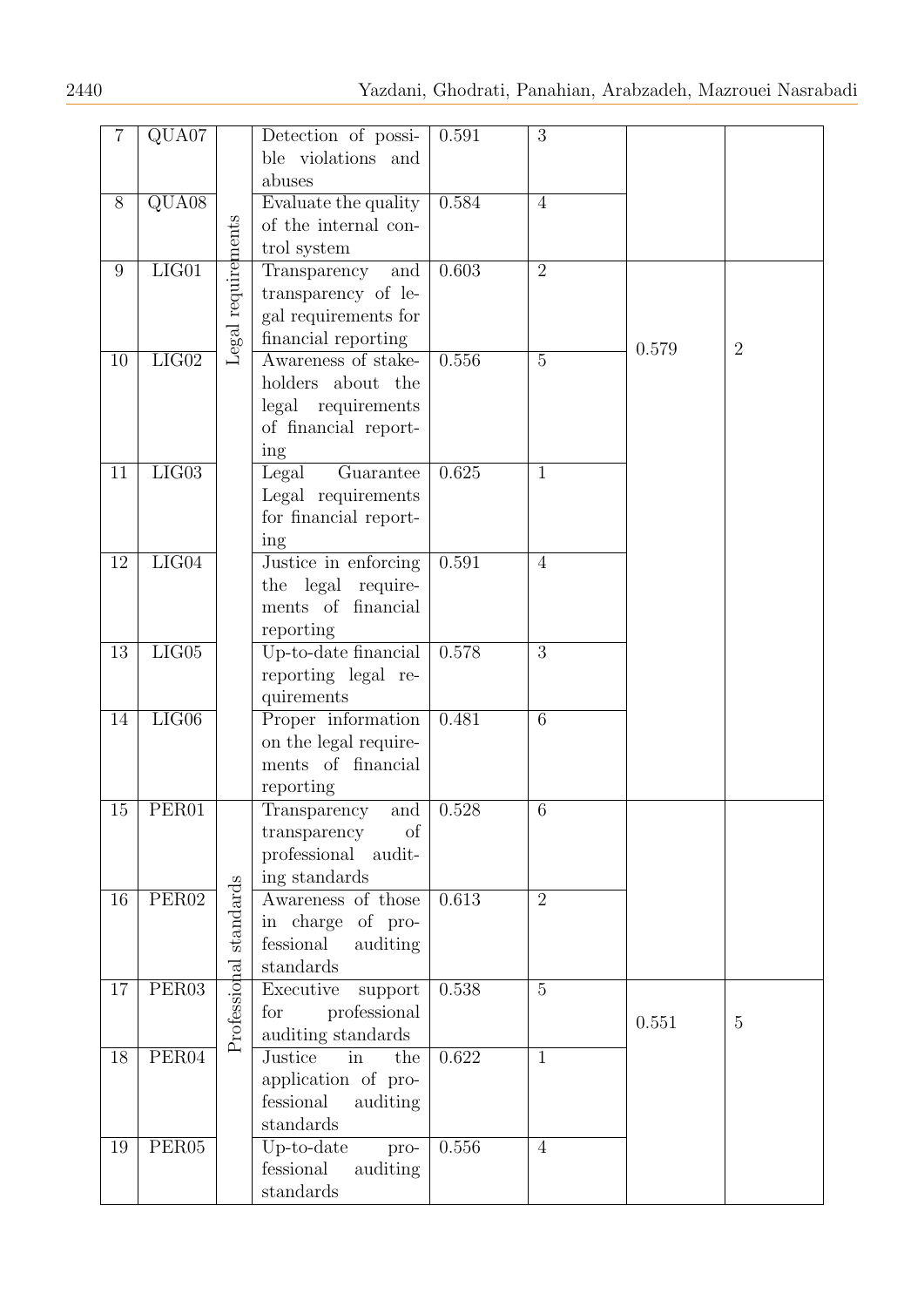| 7 | QUA07 | | Detection of possible violations and abuses | 0.591 | 3 | | |
|---|---|---|---|---|---|---|---|
| 8 | QUA08 | | Evaluate the quality of the internal control system | 0.584 | 4 | | |
| 9 | LIG01 | Legal requirements | Transparency and transparency of legal requirements for financial reporting | 0.603 | 2 | 0.579 | 2 |
| 10 | LIG02 | | Awareness of stakeholders about the legal requirements of financial reporting | 0.556 | 5 | | |
| 11 | LIG03 | | Legal Guarantee Legal requirements for financial reporting | 0.625 | 1 | | |
| 12 | LIG04 | | Justice in enforcing the legal requirements of financial reporting | 0.591 | 4 | | |
| 13 | LIG05 | | Up-to-date financial reporting legal requirements | 0.578 | 3 | | |
| 14 | LIG06 | | Proper information on the legal requirements of financial reporting | 0.481 | 6 | | |
| 15 | PER01 | Professional standards | Transparency and transparency of professional auditing standards | 0.528 | 6 | 0.551 | 5 |
| 16 | PER02 | | Awareness of those in charge of professional auditing standards | 0.613 | 2 | | |
| 17 | PER03 | | Executive support for professional auditing standards | 0.538 | 5 | | |
| 18 | PER04 | | Justice in the application of professional auditing standards | 0.622 | 1 | | |
| 19 | PER05 | | Up-to-date professional auditing standards | 0.556 | 4 | | |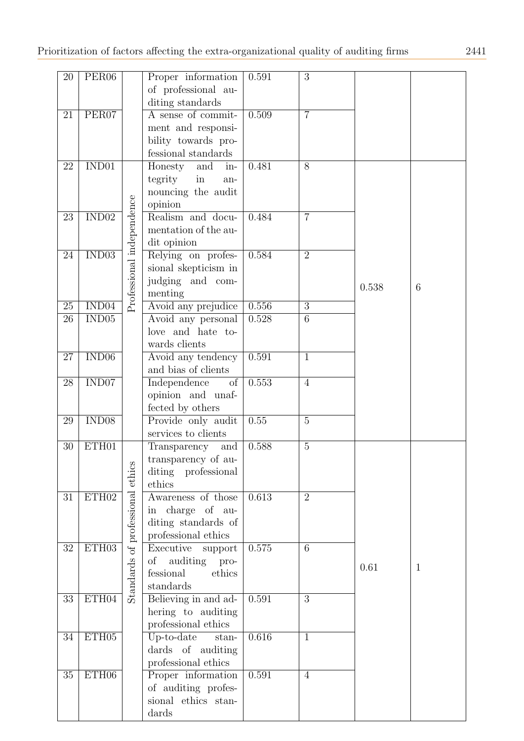| 20 | PER06 | | Proper information of professional auditing standards | 0.591 | 3 | | |
|---|---|---|---|---|---|---|---|
| 21 | PER07 | | A sense of commitment and responsibility towards professional standards | 0.509 | 7 | | |
| 22 | IND01 | Professional independence | Honesty and integrity in announcing the audit opinion | 0.481 | 8 | 0.538 | 6 |
| 23 | IND02 | | Realism and documentation of the audit opinion | 0.484 | 7 | | |
| 24 | IND03 | | Relying on professional skepticism in judging and commenting | 0.584 | 2 | | |
| 25 | IND04 | | Avoid any prejudice | 0.556 | 3 | | |
| 26 | IND05 | | Avoid any personal love and hate towards clients | 0.528 | 6 | | |
| 27 | IND06 | | Avoid any tendency and bias of clients | 0.591 | 1 | | |
| 28 | IND07 | | Independence of opinion and unaffected by others | 0.553 | 4 | | |
| 29 | IND08 | | Provide only audit services to clients | 0.55 | 5 | | |
| 30 | ETH01 | Standards of professional ethics | Transparency and transparency of auditing professional ethics | 0.588 | 5 | 0.61 | 1 |
| 31 | ETH02 | | Awareness of those in charge of auditing standards of professional ethics | 0.613 | 2 | | |
| 32 | ETH03 | | Executive support of auditing professional ethics standards | 0.575 | 6 | | |
| 33 | ETH04 | | Believing in and adhering to auditing professional ethics | 0.591 | 3 | | |
| 34 | ETH05 | | Up-to-date standards of auditing professional ethics | 0.616 | 1 | | |
| 35 | ETH06 | | Proper information of auditing professional ethics standards | 0.591 | 4 | | |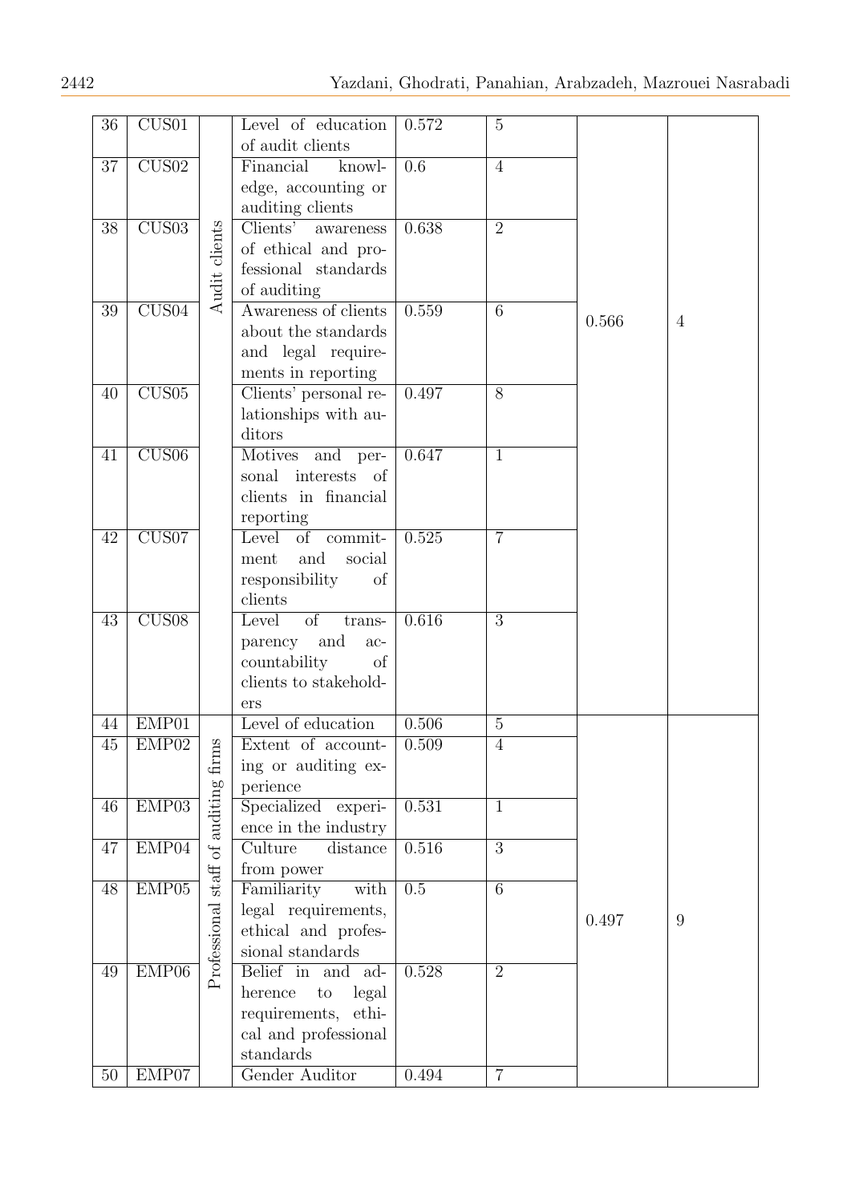| 36 | CUS01 | Audit clients | Level of education of audit clients | 0.572 | 5 | 0.566 | 4 |
|---|---|---|---|---|---|---|---|
| 37 | CUS02 | | Financial knowledge, accounting or auditing clients | 0.6 | 4 | | |
| 38 | CUS03 | | Clients' awareness of ethical and professional standards of auditing | 0.638 | 2 | | |
| 39 | CUS04 | | Awareness of clients about the standards and legal requirements in reporting | 0.559 | 6 | | |
| 40 | CUS05 | | Clients' personal relationships with auditors | 0.497 | 8 | | |
| 41 | CUS06 | | Motives and personal interests of clients in financial reporting | 0.647 | 1 | | |
| 42 | CUS07 | | Level of commitment and social responsibility of clients | 0.525 | 7 | | |
| 43 | CUS08 | | Level of transparency and accountability of clients to stakeholders | 0.616 | 3 | | |
| 44 | EMP01 | Professional staff of auditing firms | Level of education | 0.506 | 5 | 0.497 | 9 |
| 45 | EMP02 | | Extent of accounting or auditing experience | 0.509 | 4 | | |
| 46 | EMP03 | | Specialized experience in the industry | 0.531 | 1 | | |
| 47 | EMP04 | | Culture distance from power | 0.516 | 3 | | |
| 48 | EMP05 | | Familiarity with legal requirements, ethical and professional standards | 0.5 | 6 | | |
| 49 | EMP06 | | Belief in and adherence to legal requirements, ethical and professional standards | 0.528 | 2 | | |
| 50 | EMP07 | | Gender Auditor | 0.494 | 7 | | |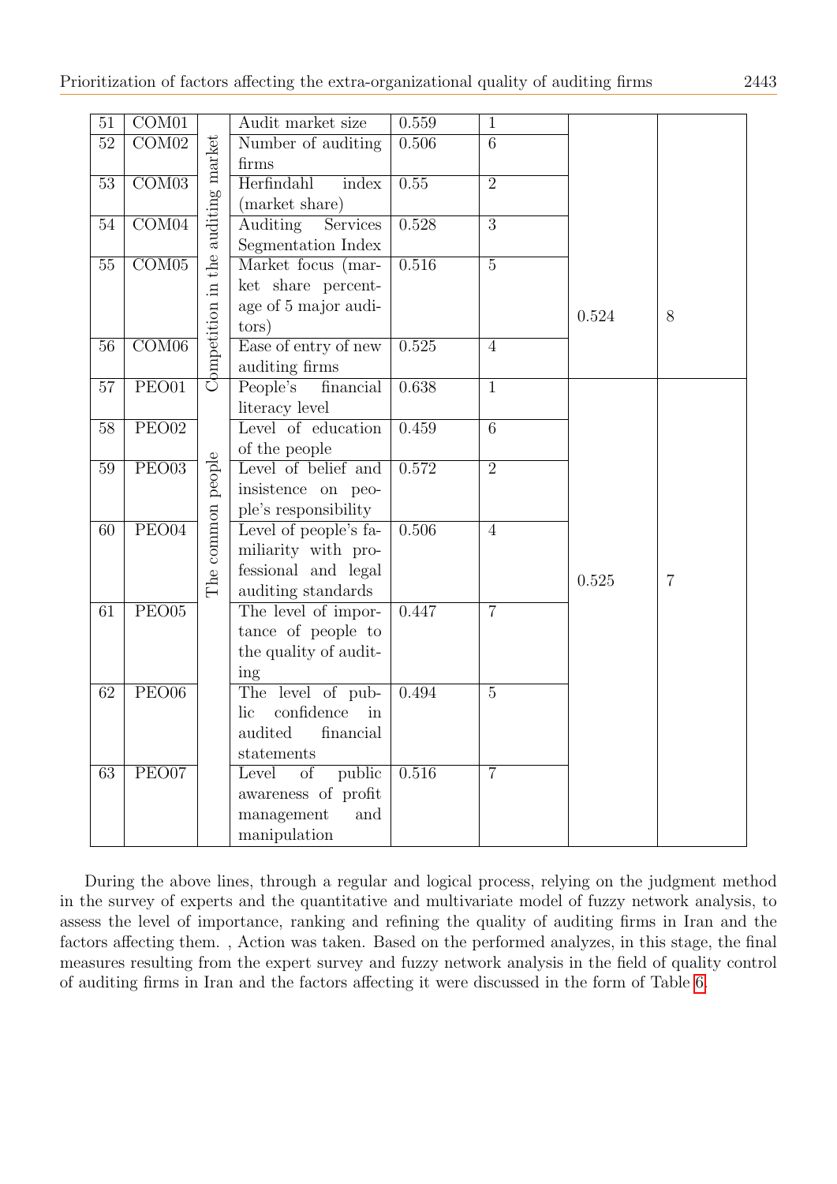| | | | | | | | |
|---|---|---|---|---|---|---|---|
| 51 | COM01 | Competition in the auditing market | Audit market size | 0.559 | 1 | 0.524 | 8 |
| 52 | COM02 | | Number of auditing firms | 0.506 | 6 | | |
| 53 | COM03 | | Herfindahl index (market share) | 0.55 | 2 | | |
| 54 | COM04 | | Auditing Services Segmentation Index | 0.528 | 3 | | |
| 55 | COM05 | | Market focus (market share percentage of 5 major auditors) | 0.516 | 5 | | |
| 56 | COM06 | | Ease of entry of new auditing firms | 0.525 | 4 | | |
| 57 | PEO01 | The common people | People's financial literacy level | 0.638 | 1 | 0.525 | 7 |
| 58 | PEO02 | | Level of education of the people | 0.459 | 6 | | |
| 59 | PEO03 | | Level of belief and insistence on people's responsibility | 0.572 | 2 | | |
| 60 | PEO04 | | Level of people's familiarity with professional and legal auditing standards | 0.506 | 4 | | |
| 61 | PEO05 | | The level of importance of people to the quality of auditing | 0.447 | 7 | | |
| 62 | PEO06 | | The level of public confidence in audited financial statements | 0.494 | 5 | | |
| 63 | PEO07 | | Level of public awareness of profit management and manipulation | 0.516 | 7 | | |

During the above lines, through a regular and logical process, relying on the judgment method in the survey of experts and the quantitative and multivariate model of fuzzy network analysis, to assess the level of importance, ranking and refining the quality of auditing firms in Iran and the factors affecting them. , Action was taken. Based on the performed analyzes, in this stage, the final measures resulting from the expert survey and fuzzy network analysis in the field of quality control of auditing firms in Iran and the factors affecting it were discussed in the form of Table 6.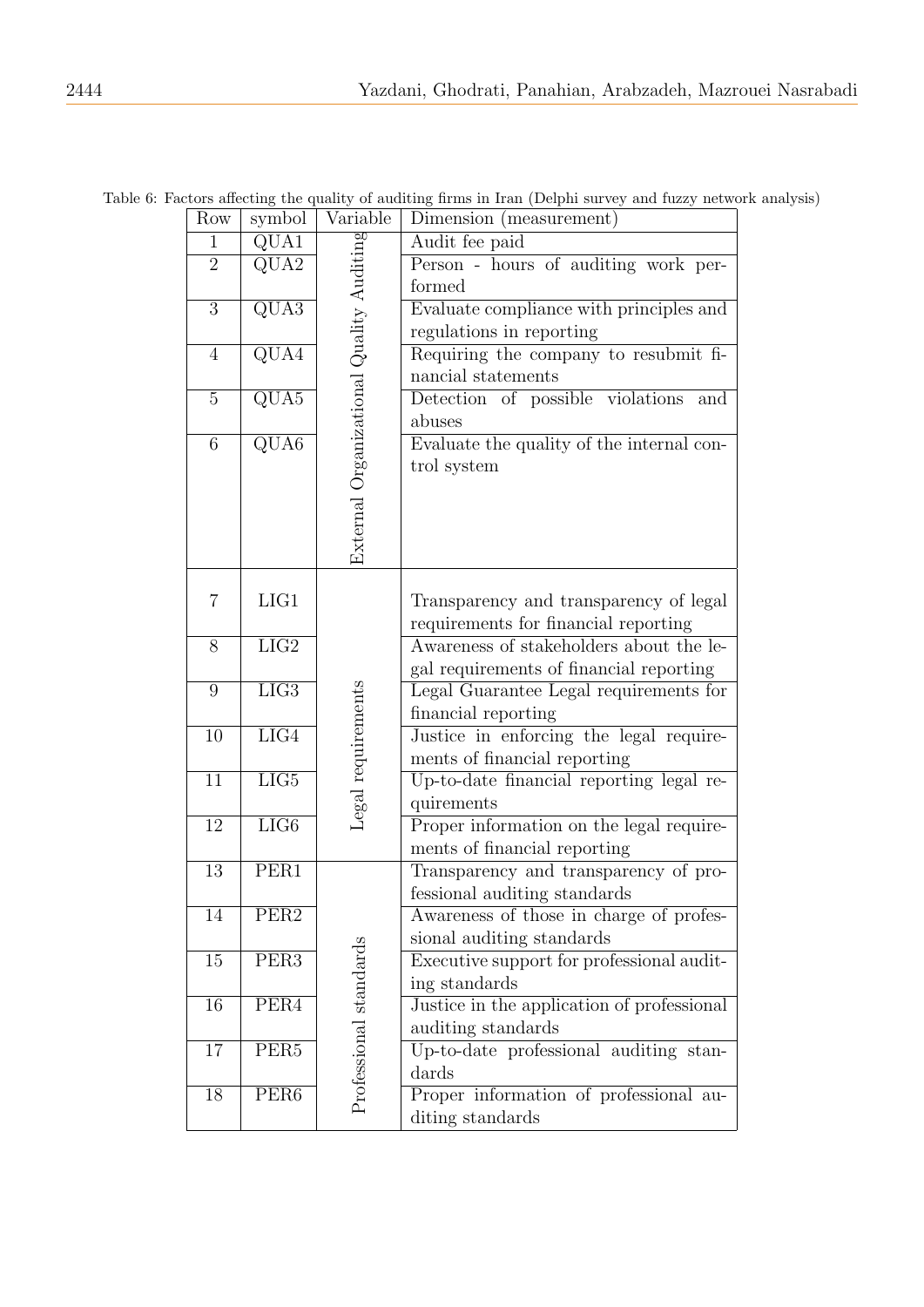Table 6: Factors affecting the quality of auditing firms in Iran (Delphi survey and fuzzy network analysis)

| Row | symbol | Variable | Dimension (measurement) |
|---|---|---|---|
| 1 | QUA1 | External Organizational Quality Auditing | Audit fee paid |
| 2 | QUA2 | | Person - hours of auditing work performed |
| 3 | QUA3 | | Evaluate compliance with principles and regulations in reporting |
| 4 | QUA4 | | Requiring the company to resubmit financial statements |
| 5 | QUA5 | | Detection of possible violations and abuses |
| 6 | QUA6 | | Evaluate the quality of the internal control system |
| 7 | LIG1 | Legal requirements | Transparency and transparency of legal requirements for financial reporting |
| 8 | LIG2 | | Awareness of stakeholders about the legal requirements of financial reporting |
| 9 | LIG3 | | Legal Guarantee Legal requirements for financial reporting |
| 10 | LIG4 | | Justice in enforcing the legal requirements of financial reporting |
| 11 | LIG5 | | Up-to-date financial reporting legal requirements |
| 12 | LIG6 | | Proper information on the legal requirements of financial reporting |
| 13 | PER1 | Professional standards | Transparency and transparency of professional auditing standards |
| 14 | PER2 | | Awareness of those in charge of professional auditing standards |
| 15 | PER3 | | Executive support for professional auditing standards |
| 16 | PER4 | | Justice in the application of professional auditing standards |
| 17 | PER5 | | Up-to-date professional auditing standards |
| 18 | PER6 | | Proper information of professional auditing standards |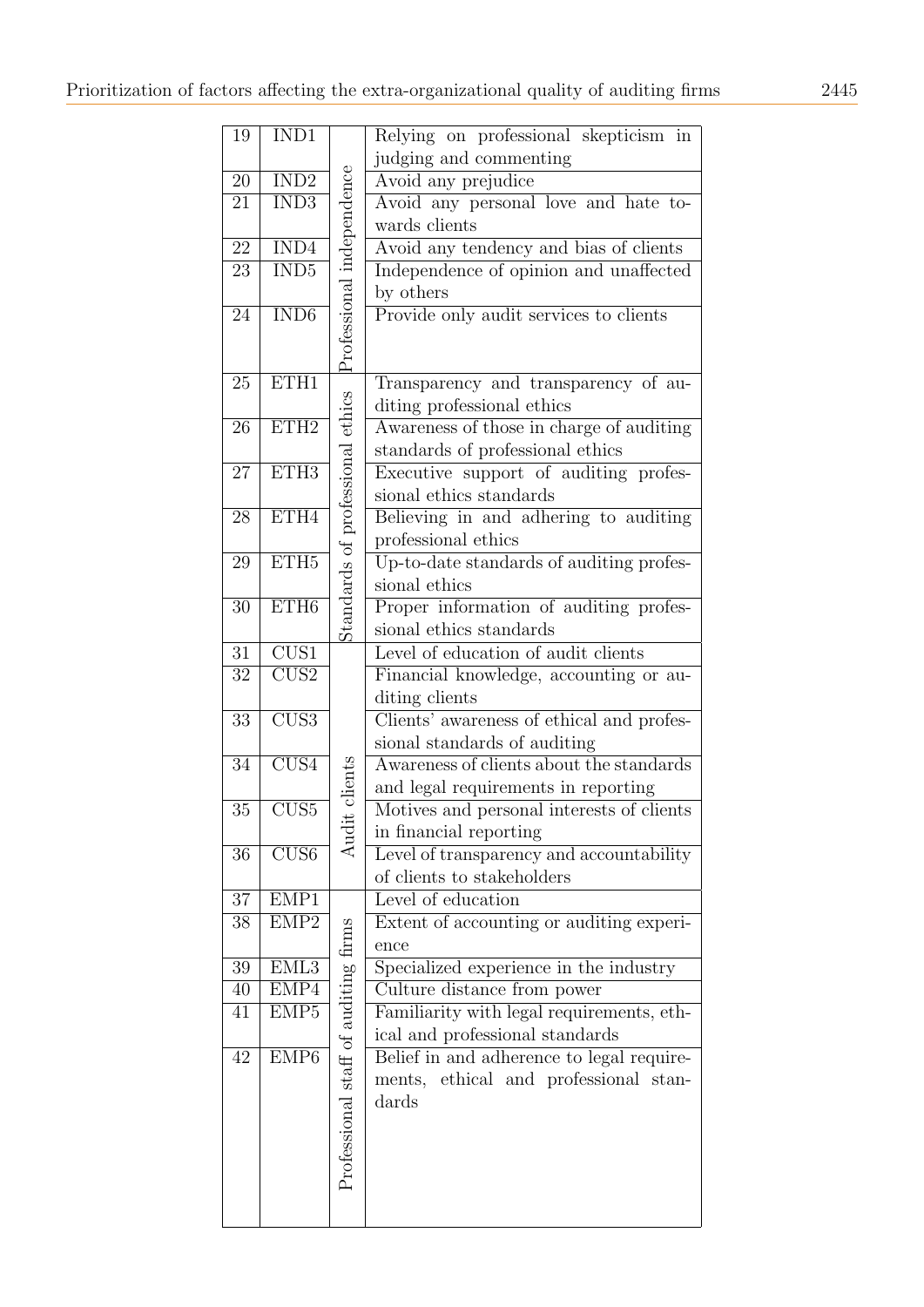| 19 | IND1 | Professional independence | Relying on professional skepticism in judging and commenting |
|---|---|---|---|
| 20 | IND2 | | Avoid any prejudice |
| 21 | IND3 | | Avoid any personal love and hate towards clients |
| 22 | IND4 | | Avoid any tendency and bias of clients |
| 23 | IND5 | | Independence of opinion and unaffected by others |
| 24 | IND6 | | Provide only audit services to clients |
| 25 | ETH1 | Standards of professional ethics | Transparency and transparency of auditing professional ethics |
| 26 | ETH2 | | Awareness of those in charge of auditing standards of professional ethics |
| 27 | ETH3 | | Executive support of auditing professional ethics standards |
| 28 | ETH4 | | Believing in and adhering to auditing professional ethics |
| 29 | ETH5 | | Up-to-date standards of auditing professional ethics |
| 30 | ETH6 | | Proper information of auditing professional ethics standards |
| 31 | CUS1 | Audit clients | Level of education of audit clients |
| 32 | CUS2 | | Financial knowledge, accounting or auditing clients |
| 33 | CUS3 | | Clients' awareness of ethical and professional standards of auditing |
| 34 | CUS4 | | Awareness of clients about the standards and legal requirements in reporting |
| 35 | CUS5 | | Motives and personal interests of clients in financial reporting |
| 36 | CUS6 | | Level of transparency and accountability of clients to stakeholders |
| 37 | EMP1 | Professional staff of auditing firms | Level of education |
| 38 | EMP2 | | Extent of accounting or auditing experience |
| 39 | EML3 | | Specialized experience in the industry |
| 40 | EMP4 | | Culture distance from power |
| 41 | EMP5 | | Familiarity with legal requirements, ethical and professional standards |
| 42 | EMP6 | | Belief in and adherence to legal requirements, ethical and professional standards |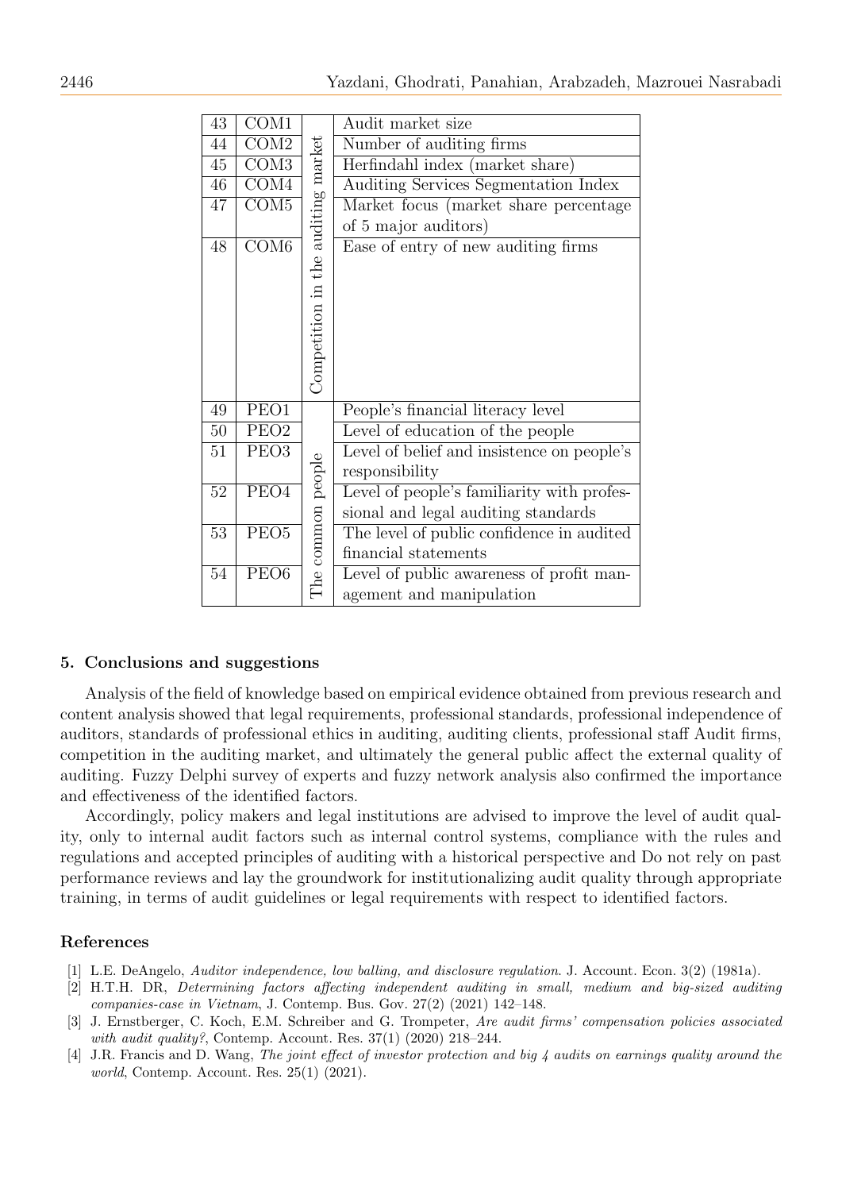| 43 | COM1 | Competition in the auditing market | Audit market size |
|---|---|---|---|
| 44 | COM2 | | Number of auditing firms |
| 45 | COM3 | | Herfindahl index (market share) |
| 46 | COM4 | | Auditing Services Segmentation Index |
| 47 | COM5 | | Market focus (market share percentage of 5 major auditors) |
| 48 | COM6 | | Ease of entry of new auditing firms |
| 49 | PEO1 | The common people | People's financial literacy level |
| 50 | PEO2 | | Level of education of the people |
| 51 | PEO3 | | Level of belief and insistence on people's responsibility |
| 52 | PEO4 | | Level of people's familiarity with professional and legal auditing standards |
| 53 | PEO5 | | The level of public confidence in audited financial statements |
| 54 | PEO6 | | Level of public awareness of profit management and manipulation |

## 5. Conclusions and suggestions

Analysis of the field of knowledge based on empirical evidence obtained from previous research and content analysis showed that legal requirements, professional standards, professional independence of auditors, standards of professional ethics in auditing, auditing clients, professional staff Audit firms, competition in the auditing market, and ultimately the general public affect the external quality of auditing. Fuzzy Delphi survey of experts and fuzzy network analysis also confirmed the importance and effectiveness of the identified factors.

Accordingly, policy makers and legal institutions are advised to improve the level of audit quality, only to internal audit factors such as internal control systems, compliance with the rules and regulations and accepted principles of auditing with a historical perspective and Do not rely on past performance reviews and lay the groundwork for institutionalizing audit quality through appropriate training, in terms of audit guidelines or legal requirements with respect to identified factors.

## References

[1] L.E. DeAngelo, *Auditor independence, low balling, and disclosure regulation*. J. Account. Econ. 3(2) (1981a).

[2] H.T.H. DR, *Determining factors affecting independent auditing in small, medium and big-sized auditing companies-case in Vietnam*, J. Contemp. Bus. Gov. 27(2) (2021) 142–148.

[3] J. Ernstberger, C. Koch, E.M. Schreiber and G. Trompeter, *Are audit firms' compensation policies associated with audit quality?*, Contemp. Account. Res. 37(1) (2020) 218–244.

[4] J.R. Francis and D. Wang, *The joint effect of investor protection and big 4 audits on earnings quality around the world*, Contemp. Account. Res. 25(1) (2021).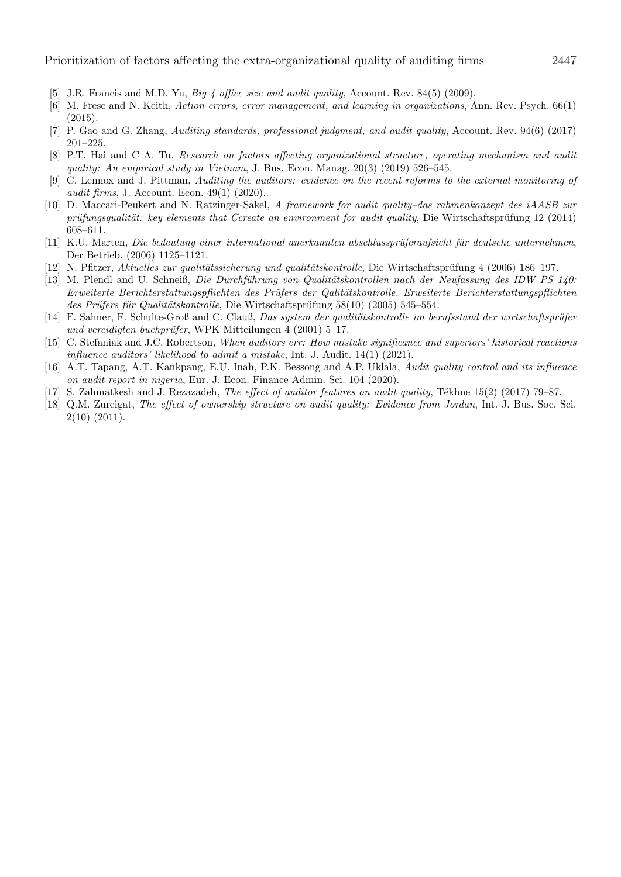[5] J.R. Francis and M.D. Yu, *Big 4 office size and audit quality*, Account. Rev. 84(5) (2009).

[6] M. Frese and N. Keith, *Action errors, error management, and learning in organizations*, Ann. Rev. Psych. 66(1) (2015).

[7] P. Gao and G. Zhang, *Auditing standards, professional judgment, and audit quality*, Account. Rev. 94(6) (2017) 201–225.

[8] P.T. Hai and C A. Tu, *Research on factors affecting organizational structure, operating mechanism and audit quality: An empirical study in Vietnam*, J. Bus. Econ. Manag. 20(3) (2019) 526–545.

[9] C. Lennox and J. Pittman, *Auditing the auditors: evidence on the recent reforms to the external monitoring of audit firms*, J. Account. Econ. 49(1) (2020)..

[10] D. Maccari-Peukert and N. Ratzinger-Sakel, *A framework for audit quality–das rahmenkonzept des iAASB zur prüfungsqualität: key elements that Ccreate an environment for audit quality*, Die Wirtschaftsprüfung 12 (2014) 608–611.

[11] K.U. Marten, *Die bedeutung einer international anerkannten abschlussprüferaufsicht für deutsche unternehmen*, Der Betrieb. (2006) 1125–1121.

[12] N. Pfitzer, *Aktuelles zur qualitätssicherung und qualitätskontrolle*, Die Wirtschaftsprüfung 4 (2006) 186–197.

[13] M. Plendl and U. Schneiß, *Die Durchführung von Qualitätskontrollen nach der Neufassung des IDW PS 140: Erweiterte Berichterstattungspflichten des Prüfers der Qalitätskontrolle. Erweiterte Berichterstattungspflichten des Prüfers für Qualitätskontrolle*, Die Wirtschaftsprüfung 58(10) (2005) 545–554.

[14] F. Sahner, F. Schulte-Groß and C. Clauß, *Das system der qualitätskontrolle im berufsstand der wirtschaftsprüfer und vereidigten buchprüfer*, WPK Mitteilungen 4 (2001) 5–17.

[15] C. Stefaniak and J.C. Robertson, *When auditors err: How mistake significance and superiors' historical reactions influence auditors' likelihood to admit a mistake*, Int. J. Audit. 14(1) (2021).

[16] A.T. Tapang, A.T. Kankpang, E.U. Inah, P.K. Bessong and A.P. Uklala, *Audit quality control and its influence on audit report in nigeria*, Eur. J. Econ. Finance Admin. Sci. 104 (2020).

[17] S. Zahmatkesh and J. Rezazadeh, *The effect of auditor features on audit quality*, Tékhne 15(2) (2017) 79–87.

[18] Q.M. Zureigat, *The effect of ownership structure on audit quality: Evidence from Jordan*, Int. J. Bus. Soc. Sci. 2(10) (2011).